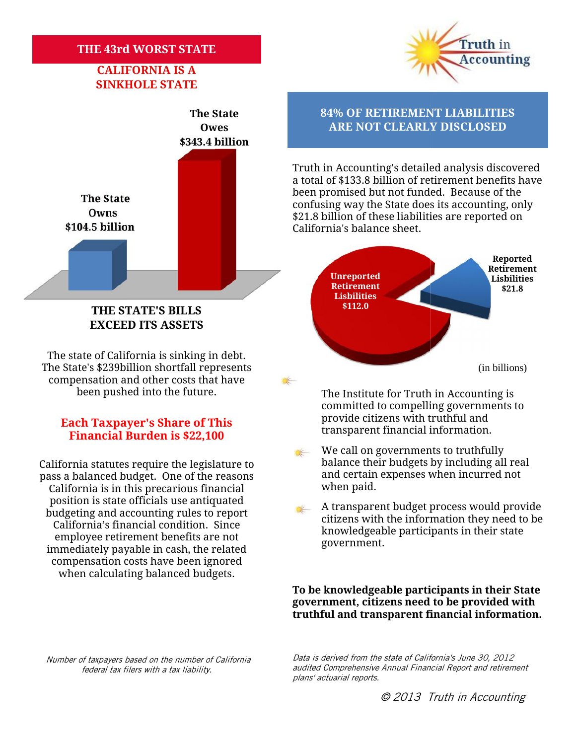## THE 43rd WORST STATE

### CALIFORNIA IS A SINKHOLE STATE

**The State Owns $104.5 billion**

**The State Owes $343.4 billion**

**THE STATE'S BILLS EXCEED ITS ASSETS**

The state of California is sinking in debt. The State's $239billion shortfall represents compensation and other costs that have been pushed into the future.

**Each Taxpayer's Share of This Financial Burden is $22,100**

California statutes require the legislature to pass a balanced budget. One of the reasons California is in this precarious financial position is state officials use antiquated budgeting and accounting rules to report California's financial condition. Since employee retirement benefits are not immediately payable in cash, the related compensation costs have been ignored when calculating balanced budgets.

*Number of taxpayers based on the number of California federal tax filers with a tax liability.*

Truth in Accounting

## 84% OF RETIREMENT LIABILITIES ARE NOT CLEARLY DISCLOSED

Truth in Accounting's detailed analysis discovered a total of $133.8 billion of retirement benefits have been promised but not funded. Because of the confusing way the State does its accounting, only $21.8 billion of these liabilities are reported on California's balance sheet.

**Unreported Retirement Lisbilities $112.0**

**Reported Retirement Lisbilities $21.8**

(in billions)

- The Institute for Truth in Accounting is committed to compelling governments to provide citizens with truthful and transparent financial information.
- We call on governments to truthfully balance their budgets by including all real and certain expenses when incurred not when paid.
- A transparent budget process would provide citizens with the information they need to be knowledgeable participants in their state government.

**To be knowledgeable participants in their State government, citizens need to be provided with truthful and transparent financial information.**

*Data is derived from the state of California's June 30, 2012 audited Comprehensive Annual Financial Report and retirement plans' actuarial reports.*

© 2013 Truth in Accounting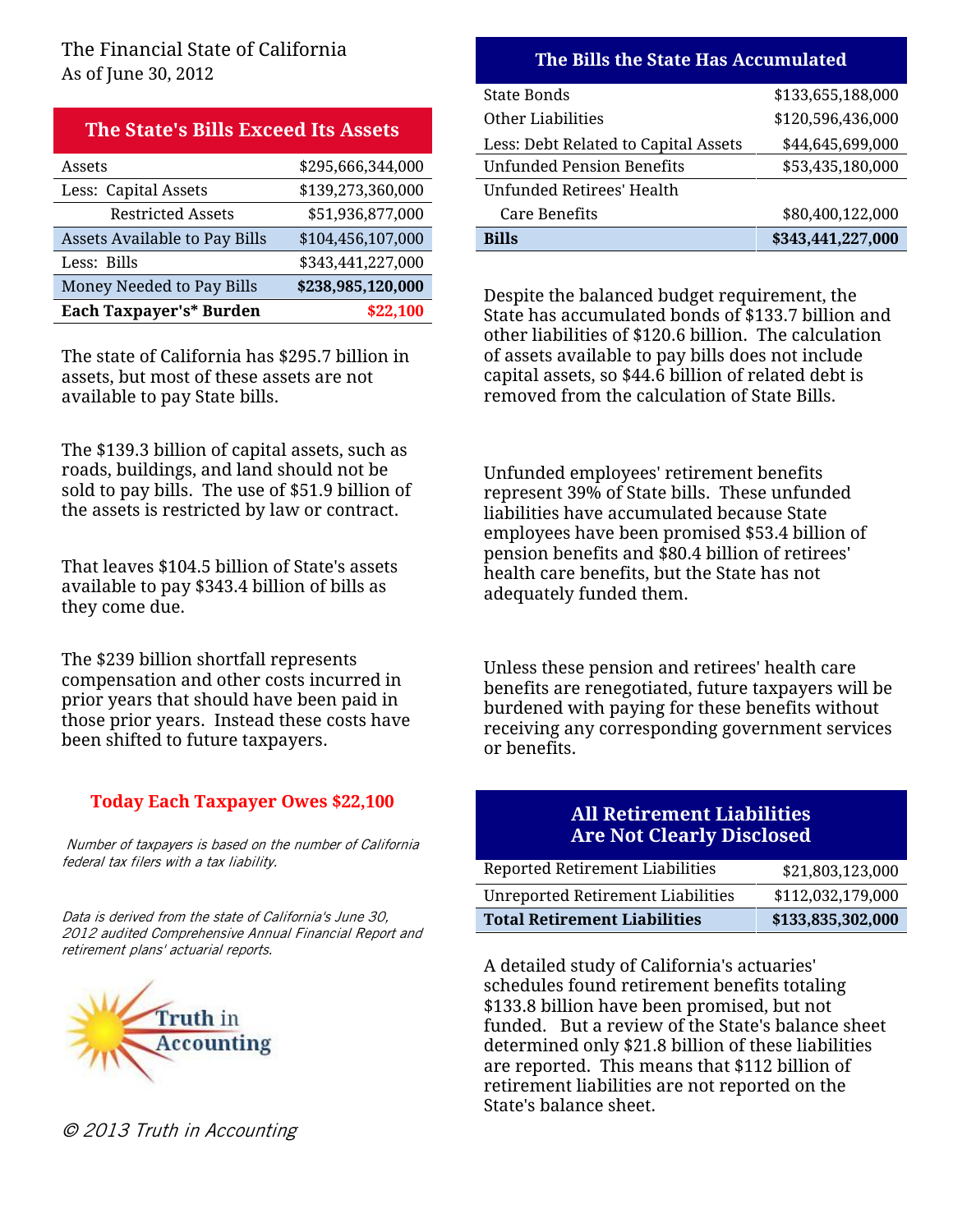The Financial State of California
As of June 30, 2012

## The State's Bills Exceed Its Assets

| | |
|---|---|
| Assets | $295,666,344,000 |
| Less: Capital Assets | $139,273,360,000 |
| Restricted Assets | $51,936,877,000 |
| Assets Available to Pay Bills | $104,456,107,000 |
| Less: Bills | $343,441,227,000 |
| Money Needed to Pay Bills | **$238,985,120,000** |
| **Each Taxpayer's* Burden** | **$22,100** |

The state of California has $295.7 billion in assets, but most of these assets are not available to pay State bills.

The $139.3 billion of capital assets, such as roads, buildings, and land should not be sold to pay bills. The use of $51.9 billion of the assets is restricted by law or contract.

That leaves $104.5 billion of State's assets available to pay $343.4 billion of bills as they come due.

The $239 billion shortfall represents compensation and other costs incurred in prior years that should have been paid in those prior years. Instead these costs have been shifted to future taxpayers.

**Today Each Taxpayer Owes $22,100**

*Number of taxpayers is based on the number of California federal tax filers with a tax liability.*

*Data is derived from the state of California's June 30, 2012 audited Comprehensive Annual Financial Report and retirement plans' actuarial reports.*

Truth in Accounting

*© 2013 Truth in Accounting*

## The Bills the State Has Accumulated

| | |
|---|---|
| State Bonds | $133,655,188,000 |
| Other Liabilities | $120,596,436,000 |
| Less: Debt Related to Capital Assets | $44,645,699,000 |
| Unfunded Pension Benefits | $53,435,180,000 |
| Unfunded Retirees' Health Care Benefits | $80,400,122,000 |
| **Bills** | **$343,441,227,000** |

Despite the balanced budget requirement, the State has accumulated bonds of $133.7 billion and other liabilities of $120.6 billion. The calculation of assets available to pay bills does not include capital assets, so $44.6 billion of related debt is removed from the calculation of State Bills.

Unfunded employees' retirement benefits represent 39% of State bills. These unfunded liabilities have accumulated because State employees have been promised $53.4 billion of pension benefits and $80.4 billion of retirees' health care benefits, but the State has not adequately funded them.

Unless these pension and retirees' health care benefits are renegotiated, future taxpayers will be burdened with paying for these benefits without receiving any corresponding government services or benefits.

## All Retirement Liabilities Are Not Clearly Disclosed

| | |
|---|---|
| Reported Retirement Liabilities | $21,803,123,000 |
| Unreported Retirement Liabilities | $112,032,179,000 |
| **Total Retirement Liabilities** | **$133,835,302,000** |

A detailed study of California's actuaries' schedules found retirement benefits totaling $133.8 billion have been promised, but not funded. But a review of the State's balance sheet determined only $21.8 billion of these liabilities are reported. This means that $112 billion of retirement liabilities are not reported on the State's balance sheet.